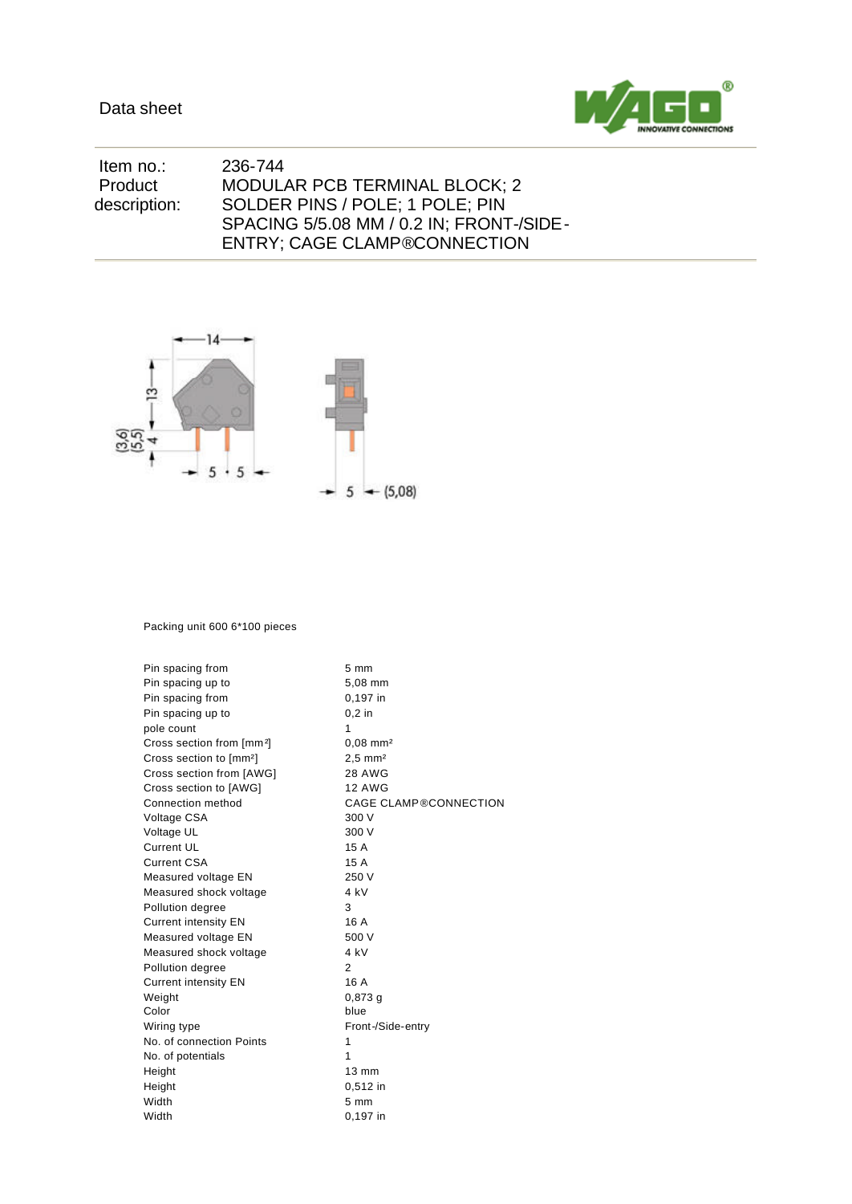Data sheet

| | |
|---|---|
| Item no.: | 236-744 |
| Product description: | MODULAR PCB TERMINAL BLOCK; 2 SOLDER PINS / POLE; 1 POLE; PIN SPACING 5/5.08 MM / 0.2 IN; FRONT-/SIDE-ENTRY; CAGE CLAMP®CONNECTION |

Packing unit 600 6*100 pieces

| | |
|---|---|
| Pin spacing from | 5 mm |
| Pin spacing up to | 5,08 mm |
| Pin spacing from | 0,197 in |
| Pin spacing up to | 0,2 in |
| pole count | 1 |
| Cross section from [mm²] | 0,08 mm² |
| Cross section to [mm²] | 2,5 mm² |
| Cross section from [AWG] | 28 AWG |
| Cross section to [AWG] | 12 AWG |
| Connection method | CAGE CLAMP®CONNECTION |
| Voltage CSA | 300 V |
| Voltage UL | 300 V |
| Current UL | 15 A |
| Current CSA | 15 A |
| Measured voltage EN | 250 V |
| Measured shock voltage | 4 kV |
| Pollution degree | 3 |
| Current intensity EN | 16 A |
| Measured voltage EN | 500 V |
| Measured shock voltage | 4 kV |
| Pollution degree | 2 |
| Current intensity EN | 16 A |
| Weight | 0,873 g |
| Color | blue |
| Wiring type | Front-/Side-entry |
| No. of connection Points | 1 |
| No. of potentials | 1 |
| Height | 13 mm |
| Height | 0,512 in |
| Width | 5 mm |
| Width | 0,197 in |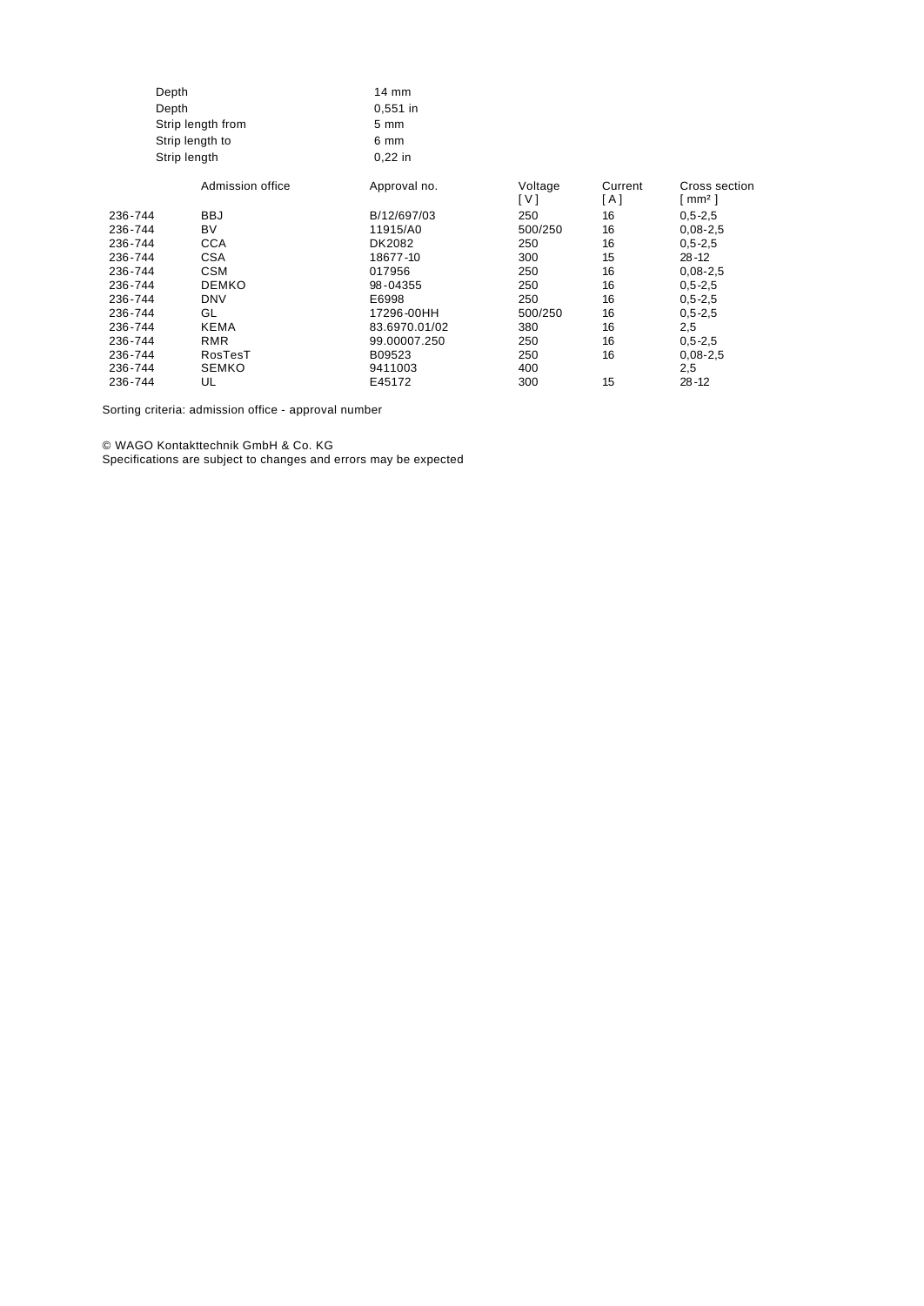| | |
|---|---|
| Depth | 14 mm |
| Depth | 0,551 in |
| Strip length from | 5 mm |
| Strip length to | 6 mm |
| Strip length | 0,22 in |

| | Admission office | Approval no. | Voltage [ V ] | Current [ A ] | Cross section [ mm² ] |
|---|---|---|---|---|---|
| 236-744 | BBJ | B/12/697/03 | 250 | 16 | 0,5-2,5 |
| 236-744 | BV | 11915/A0 | 500/250 | 16 | 0,08-2,5 |
| 236-744 | CCA | DK2082 | 250 | 16 | 0,5-2,5 |
| 236-744 | CSA | 18677-10 | 300 | 15 | 28-12 |
| 236-744 | CSM | 017956 | 250 | 16 | 0,08-2,5 |
| 236-744 | DEMKO | 98-04355 | 250 | 16 | 0,5-2,5 |
| 236-744 | DNV | E6998 | 250 | 16 | 0,5-2,5 |
| 236-744 | GL | 17296-00HH | 500/250 | 16 | 0,5-2,5 |
| 236-744 | KEMA | 83.6970.01/02 | 380 | 16 | 2,5 |
| 236-744 | RMR | 99.00007.250 | 250 | 16 | 0,5-2,5 |
| 236-744 | RosTesT | B09523 | 250 | 16 | 0,08-2,5 |
| 236-744 | SEMKO | 9411003 | 400 | | 2,5 |
| 236-744 | UL | E45172 | 300 | 15 | 28-12 |

Sorting criteria: admission office - approval number

© WAGO Kontakttechnik GmbH & Co. KG
Specifications are subject to changes and errors may be expected